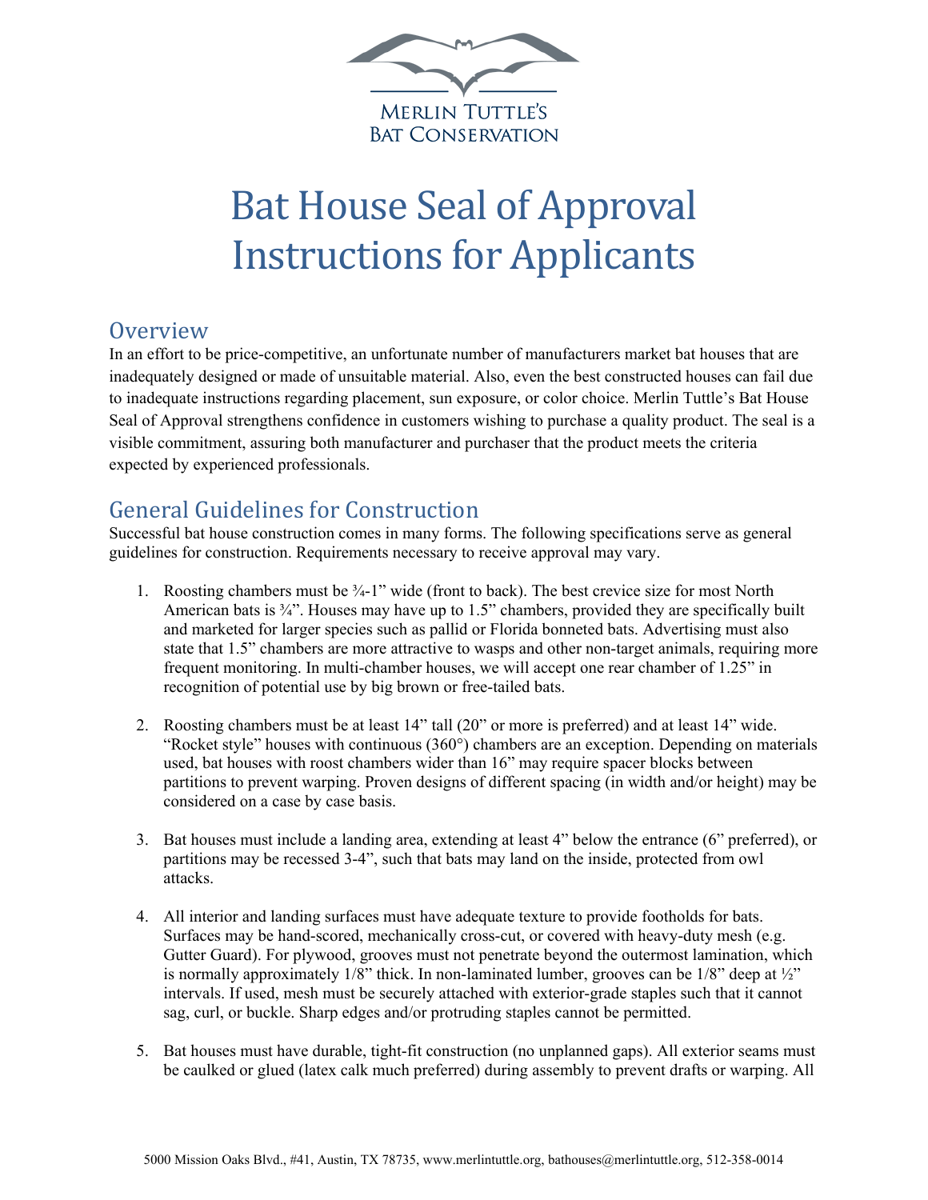MERLIN TUTTLE'S BAT CONSERVATION

# Bat House Seal of Approval Instructions for Applicants

## Overview

In an effort to be price-competitive, an unfortunate number of manufacturers market bat houses that are inadequately designed or made of unsuitable material. Also, even the best constructed houses can fail due to inadequate instructions regarding placement, sun exposure, or color choice. Merlin Tuttle's Bat House Seal of Approval strengthens confidence in customers wishing to purchase a quality product. The seal is a visible commitment, assuring both manufacturer and purchaser that the product meets the criteria expected by experienced professionals.

## General Guidelines for Construction

Successful bat house construction comes in many forms. The following specifications serve as general guidelines for construction. Requirements necessary to receive approval may vary.

1. Roosting chambers must be ¾-1" wide (front to back). The best crevice size for most North American bats is ¾". Houses may have up to 1.5" chambers, provided they are specifically built and marketed for larger species such as pallid or Florida bonneted bats. Advertising must also state that 1.5" chambers are more attractive to wasps and other non-target animals, requiring more frequent monitoring. In multi-chamber houses, we will accept one rear chamber of 1.25" in recognition of potential use by big brown or free-tailed bats.

2. Roosting chambers must be at least 14" tall (20" or more is preferred) and at least 14" wide. "Rocket style" houses with continuous (360°) chambers are an exception. Depending on materials used, bat houses with roost chambers wider than 16" may require spacer blocks between partitions to prevent warping. Proven designs of different spacing (in width and/or height) may be considered on a case by case basis.

3. Bat houses must include a landing area, extending at least 4" below the entrance (6" preferred), or partitions may be recessed 3-4", such that bats may land on the inside, protected from owl attacks.

4. All interior and landing surfaces must have adequate texture to provide footholds for bats. Surfaces may be hand-scored, mechanically cross-cut, or covered with heavy-duty mesh (e.g. Gutter Guard). For plywood, grooves must not penetrate beyond the outermost lamination, which is normally approximately 1/8" thick. In non-laminated lumber, grooves can be 1/8" deep at ½" intervals. If used, mesh must be securely attached with exterior-grade staples such that it cannot sag, curl, or buckle. Sharp edges and/or protruding staples cannot be permitted.

5. Bat houses must have durable, tight-fit construction (no unplanned gaps). All exterior seams must be caulked or glued (latex calk much preferred) during assembly to prevent drafts or warping. All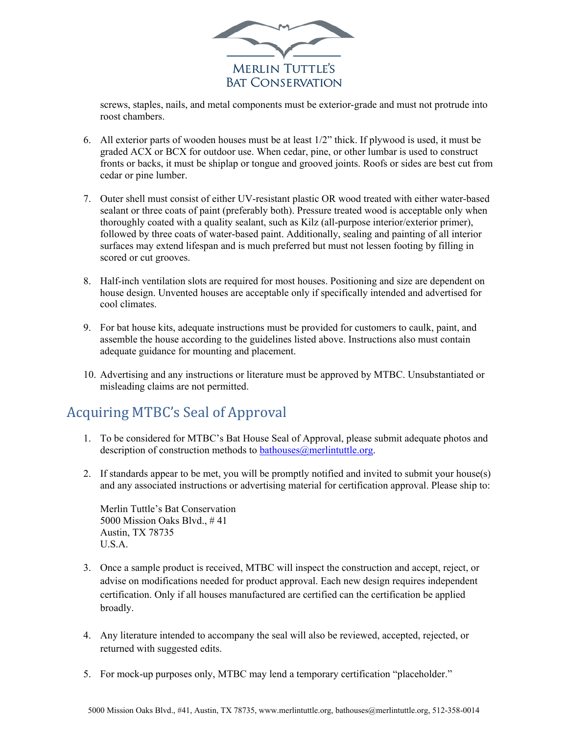screws, staples, nails, and metal components must be exterior-grade and must not protrude into roost chambers.

6. All exterior parts of wooden houses must be at least 1/2" thick. If plywood is used, it must be graded ACX or BCX for outdoor use. When cedar, pine, or other lumbar is used to construct fronts or backs, it must be shiplap or tongue and grooved joints. Roofs or sides are best cut from cedar or pine lumber.

7. Outer shell must consist of either UV-resistant plastic OR wood treated with either water-based sealant or three coats of paint (preferably both). Pressure treated wood is acceptable only when thoroughly coated with a quality sealant, such as Kilz (all-purpose interior/exterior primer), followed by three coats of water-based paint. Additionally, sealing and painting of all interior surfaces may extend lifespan and is much preferred but must not lessen footing by filling in scored or cut grooves.

8. Half-inch ventilation slots are required for most houses. Positioning and size are dependent on house design. Unvented houses are acceptable only if specifically intended and advertised for cool climates.

9. For bat house kits, adequate instructions must be provided for customers to caulk, paint, and assemble the house according to the guidelines listed above. Instructions also must contain adequate guidance for mounting and placement.

10. Advertising and any instructions or literature must be approved by MTBC. Unsubstantiated or misleading claims are not permitted.

## Acquiring MTBC's Seal of Approval

1. To be considered for MTBC's Bat House Seal of Approval, please submit adequate photos and description of construction methods to bathouses@merlintuttle.org.

2. If standards appear to be met, you will be promptly notified and invited to submit your house(s) and any associated instructions or advertising material for certification approval. Please ship to:

   Merlin Tuttle's Bat Conservation
   5000 Mission Oaks Blvd., # 41
   Austin, TX 78735
   U.S.A.

3. Once a sample product is received, MTBC will inspect the construction and accept, reject, or advise on modifications needed for product approval. Each new design requires independent certification. Only if all houses manufactured are certified can the certification be applied broadly.

4. Any literature intended to accompany the seal will also be reviewed, accepted, rejected, or returned with suggested edits.

5. For mock-up purposes only, MTBC may lend a temporary certification "placeholder."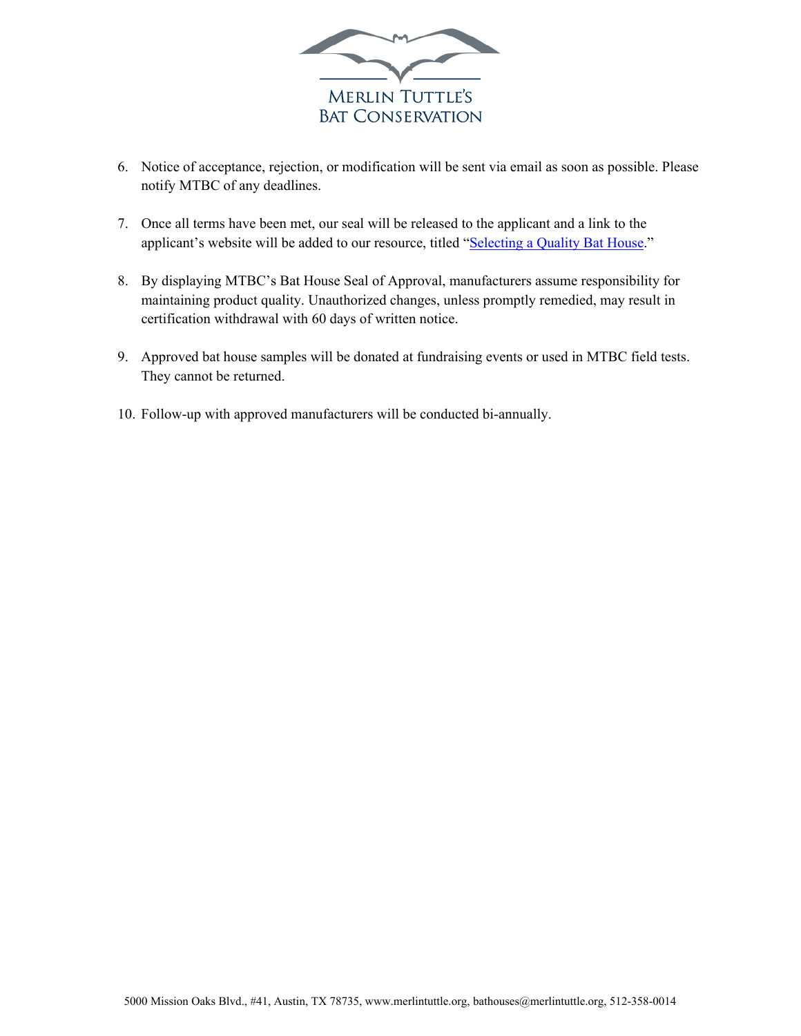6. Notice of acceptance, rejection, or modification will be sent via email as soon as possible. Please notify MTBC of any deadlines.

7. Once all terms have been met, our seal will be released to the applicant and a link to the applicant's website will be added to our resource, titled "Selecting a Quality Bat House."

8. By displaying MTBC's Bat House Seal of Approval, manufacturers assume responsibility for maintaining product quality. Unauthorized changes, unless promptly remedied, may result in certification withdrawal with 60 days of written notice.

9. Approved bat house samples will be donated at fundraising events or used in MTBC field tests. They cannot be returned.

10. Follow-up with approved manufacturers will be conducted bi-annually.